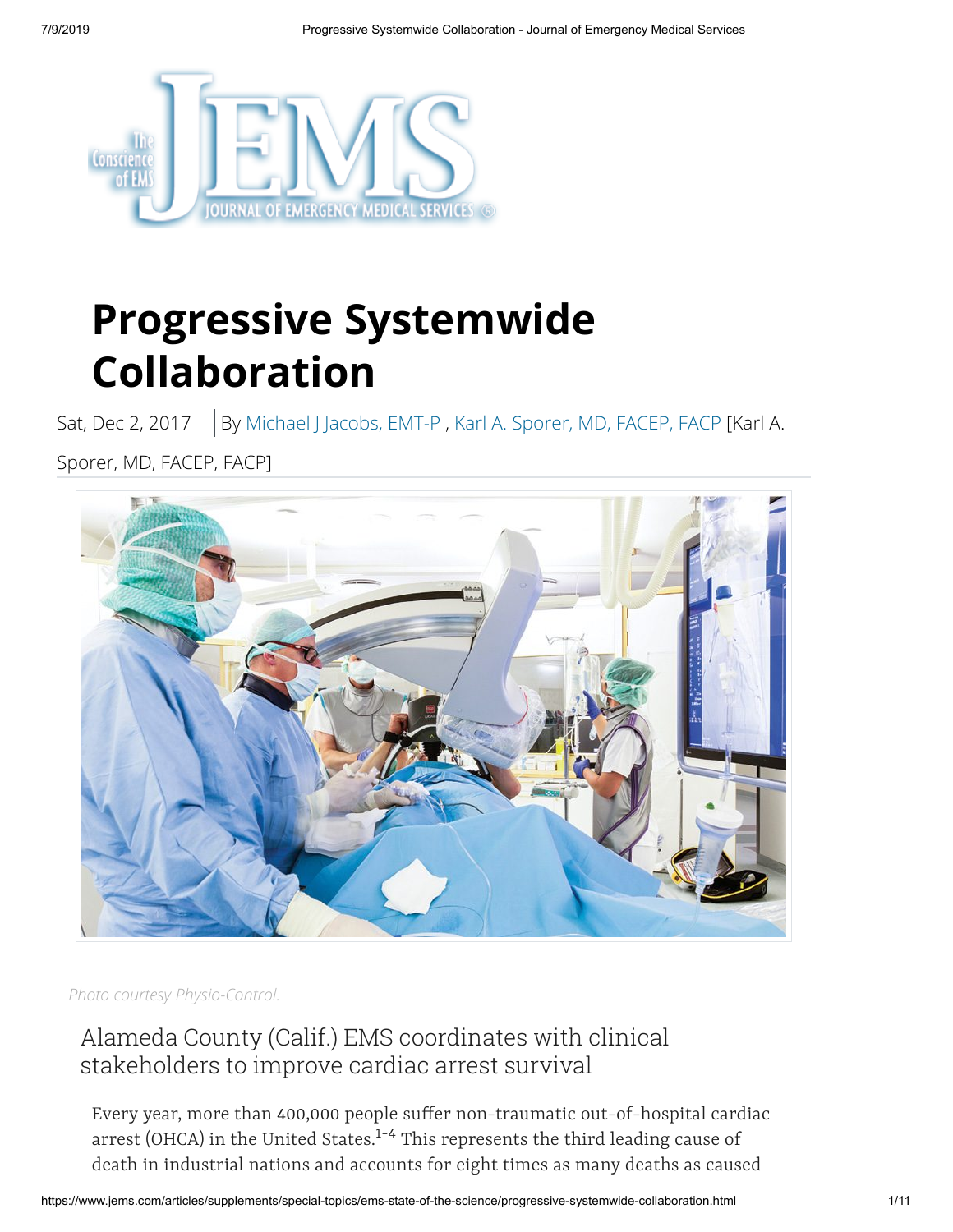# Progressive Systemwide Collaboration

Sat, Dec 2, 2017 | By Michael J Jacobs, EMT-P , Karl A. Sporer, MD, FACEP, FACP [Karl A. Sporer, MD, FACEP, FACP]

*Photo courtesy Physio-Control.*

## Alameda County (Calif.) EMS coordinates with clinical stakeholders to improve cardiac arrest survival

Every year, more than 400,000 people suffer non-traumatic out-of-hospital cardiac arrest (OHCA) in the United States.[1-4] This represents the third leading cause of death in industrial nations and accounts for eight times as many deaths as caused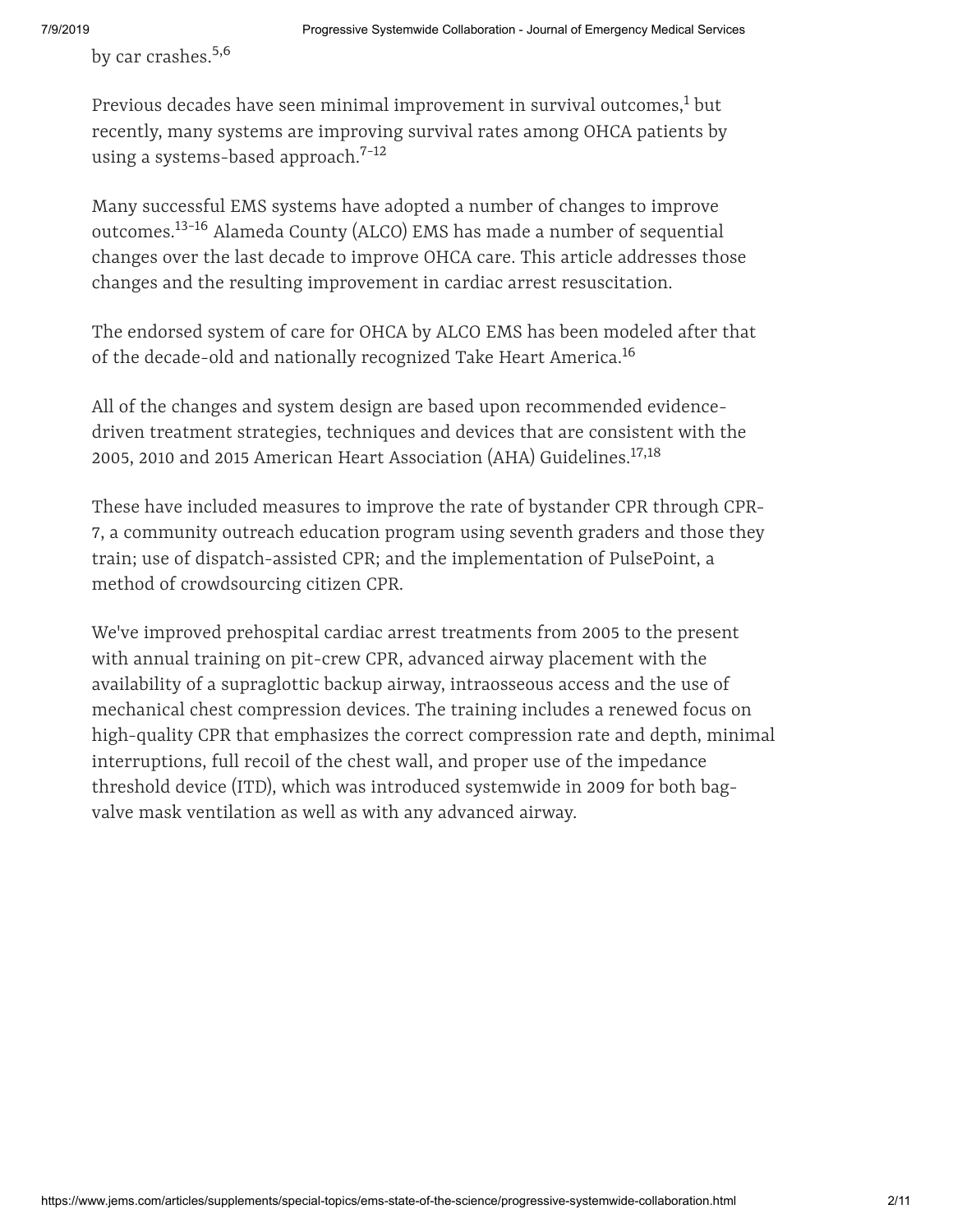by car crashes.[5,6]

Previous decades have seen minimal improvement in survival outcomes,[1] but recently, many systems are improving survival rates among OHCA patients by using a systems-based approach.[7–12]

Many successful EMS systems have adopted a number of changes to improve outcomes.[13–16] Alameda County (ALCO) EMS has made a number of sequential changes over the last decade to improve OHCA care. This article addresses those changes and the resulting improvement in cardiac arrest resuscitation.

The endorsed system of care for OHCA by ALCO EMS has been modeled after that of the decade-old and nationally recognized Take Heart America.[16]

All of the changes and system design are based upon recommended evidence-driven treatment strategies, techniques and devices that are consistent with the 2005, 2010 and 2015 American Heart Association (AHA) Guidelines.[17,18]

These have included measures to improve the rate of bystander CPR through CPR-7, a community outreach education program using seventh graders and those they train; use of dispatch-assisted CPR; and the implementation of PulsePoint, a method of crowdsourcing citizen CPR.

We've improved prehospital cardiac arrest treatments from 2005 to the present with annual training on pit-crew CPR, advanced airway placement with the availability of a supraglottic backup airway, intraosseous access and the use of mechanical chest compression devices. The training includes a renewed focus on high-quality CPR that emphasizes the correct compression rate and depth, minimal interruptions, full recoil of the chest wall, and proper use of the impedance threshold device (ITD), which was introduced systemwide in 2009 for both bag-valve mask ventilation as well as with any advanced airway.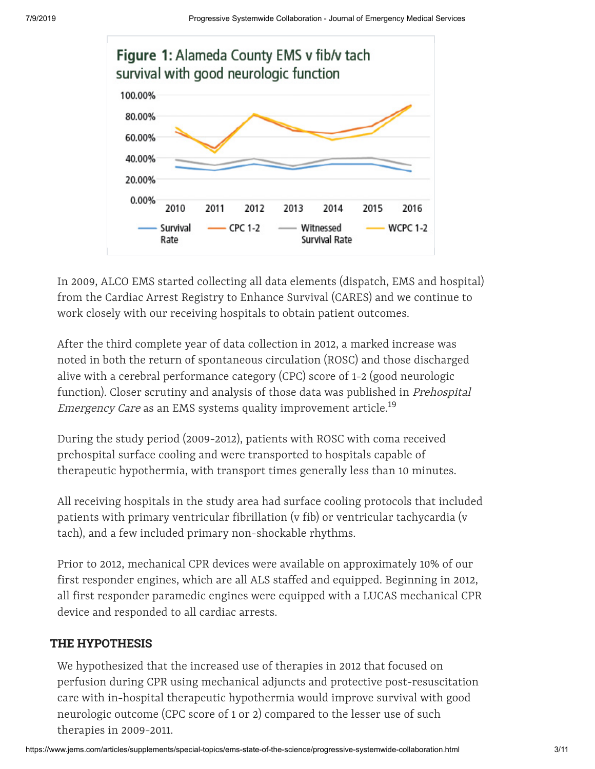**Figure 1:** Alameda County EMS v fib/v tach survival with good neurologic function

In 2009, ALCO EMS started collecting all data elements (dispatch, EMS and hospital) from the Cardiac Arrest Registry to Enhance Survival (CARES) and we continue to work closely with our receiving hospitals to obtain patient outcomes.

After the third complete year of data collection in 2012, a marked increase was noted in both the return of spontaneous circulation (ROSC) and those discharged alive with a cerebral performance category (CPC) score of 1-2 (good neurologic function). Closer scrutiny and analysis of those data was published in *Prehospital Emergency Care* as an EMS systems quality improvement article.[19]

During the study period (2009-2012), patients with ROSC with coma received prehospital surface cooling and were transported to hospitals capable of therapeutic hypothermia, with transport times generally less than 10 minutes.

All receiving hospitals in the study area had surface cooling protocols that included patients with primary ventricular fibrillation (v fib) or ventricular tachycardia (v tach), and a few included primary non-shockable rhythms.

Prior to 2012, mechanical CPR devices were available on approximately 10% of our first responder engines, which are all ALS staffed and equipped. Beginning in 2012, all first responder paramedic engines were equipped with a LUCAS mechanical CPR device and responded to all cardiac arrests.

## THE HYPOTHESIS

We hypothesized that the increased use of therapies in 2012 that focused on perfusion during CPR using mechanical adjuncts and protective post-resuscitation care with in-hospital therapeutic hypothermia would improve survival with good neurologic outcome (CPC score of 1 or 2) compared to the lesser use of such therapies in 2009-2011.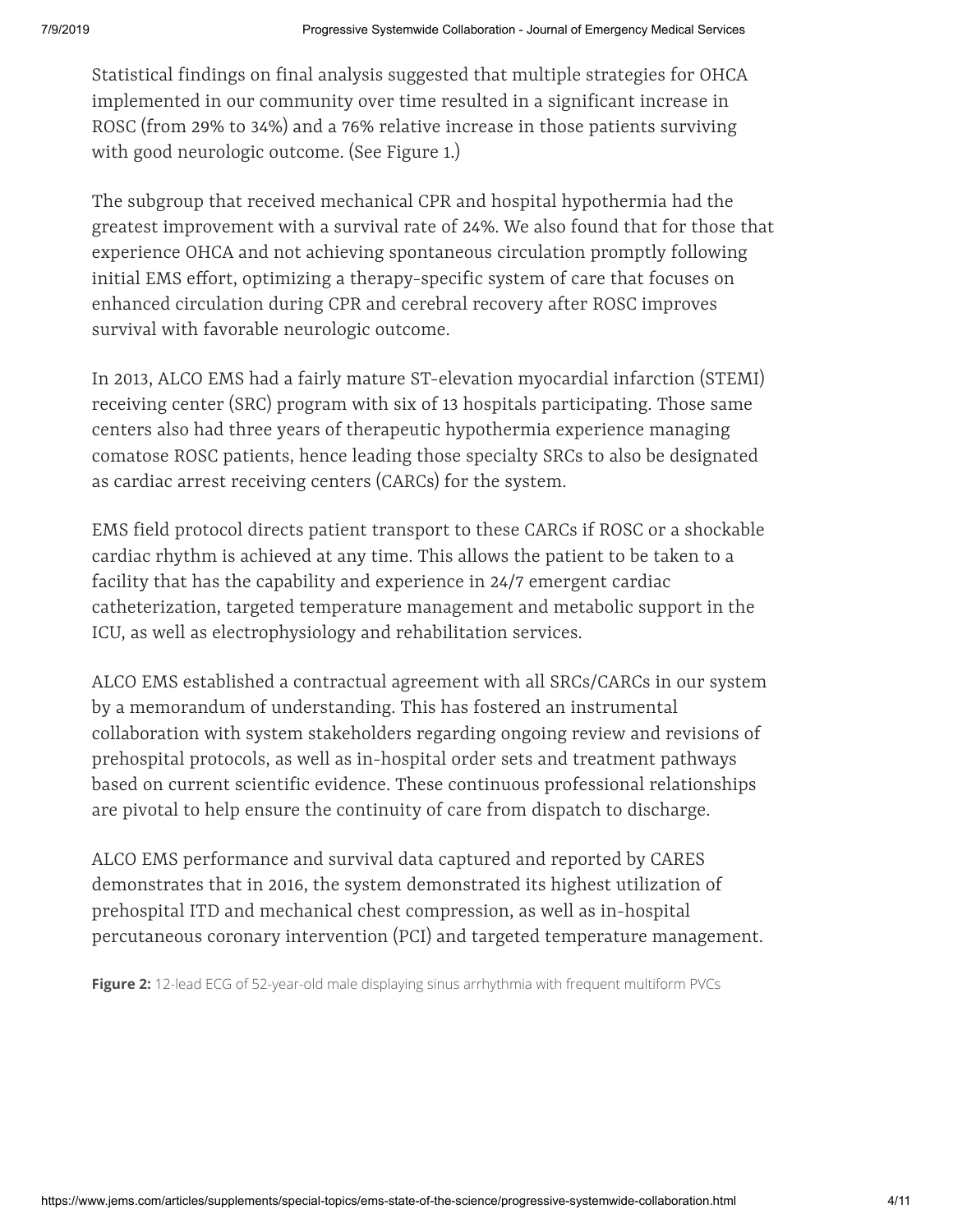Statistical findings on final analysis suggested that multiple strategies for OHCA implemented in our community over time resulted in a significant increase in ROSC (from 29% to 34%) and a 76% relative increase in those patients surviving with good neurologic outcome. (See Figure 1.)

The subgroup that received mechanical CPR and hospital hypothermia had the greatest improvement with a survival rate of 24%. We also found that for those that experience OHCA and not achieving spontaneous circulation promptly following initial EMS effort, optimizing a therapy-specific system of care that focuses on enhanced circulation during CPR and cerebral recovery after ROSC improves survival with favorable neurologic outcome.

In 2013, ALCO EMS had a fairly mature ST-elevation myocardial infarction (STEMI) receiving center (SRC) program with six of 13 hospitals participating. Those same centers also had three years of therapeutic hypothermia experience managing comatose ROSC patients, hence leading those specialty SRCs to also be designated as cardiac arrest receiving centers (CARCs) for the system.

EMS field protocol directs patient transport to these CARCs if ROSC or a shockable cardiac rhythm is achieved at any time. This allows the patient to be taken to a facility that has the capability and experience in 24/7 emergent cardiac catheterization, targeted temperature management and metabolic support in the ICU, as well as electrophysiology and rehabilitation services.

ALCO EMS established a contractual agreement with all SRCs/CARCs in our system by a memorandum of understanding. This has fostered an instrumental collaboration with system stakeholders regarding ongoing review and revisions of prehospital protocols, as well as in-hospital order sets and treatment pathways based on current scientific evidence. These continuous professional relationships are pivotal to help ensure the continuity of care from dispatch to discharge.

ALCO EMS performance and survival data captured and reported by CARES demonstrates that in 2016, the system demonstrated its highest utilization of prehospital ITD and mechanical chest compression, as well as in-hospital percutaneous coronary intervention (PCI) and targeted temperature management.

**Figure 2:** 12-lead ECG of 52-year-old male displaying sinus arrhythmia with frequent multiform PVCs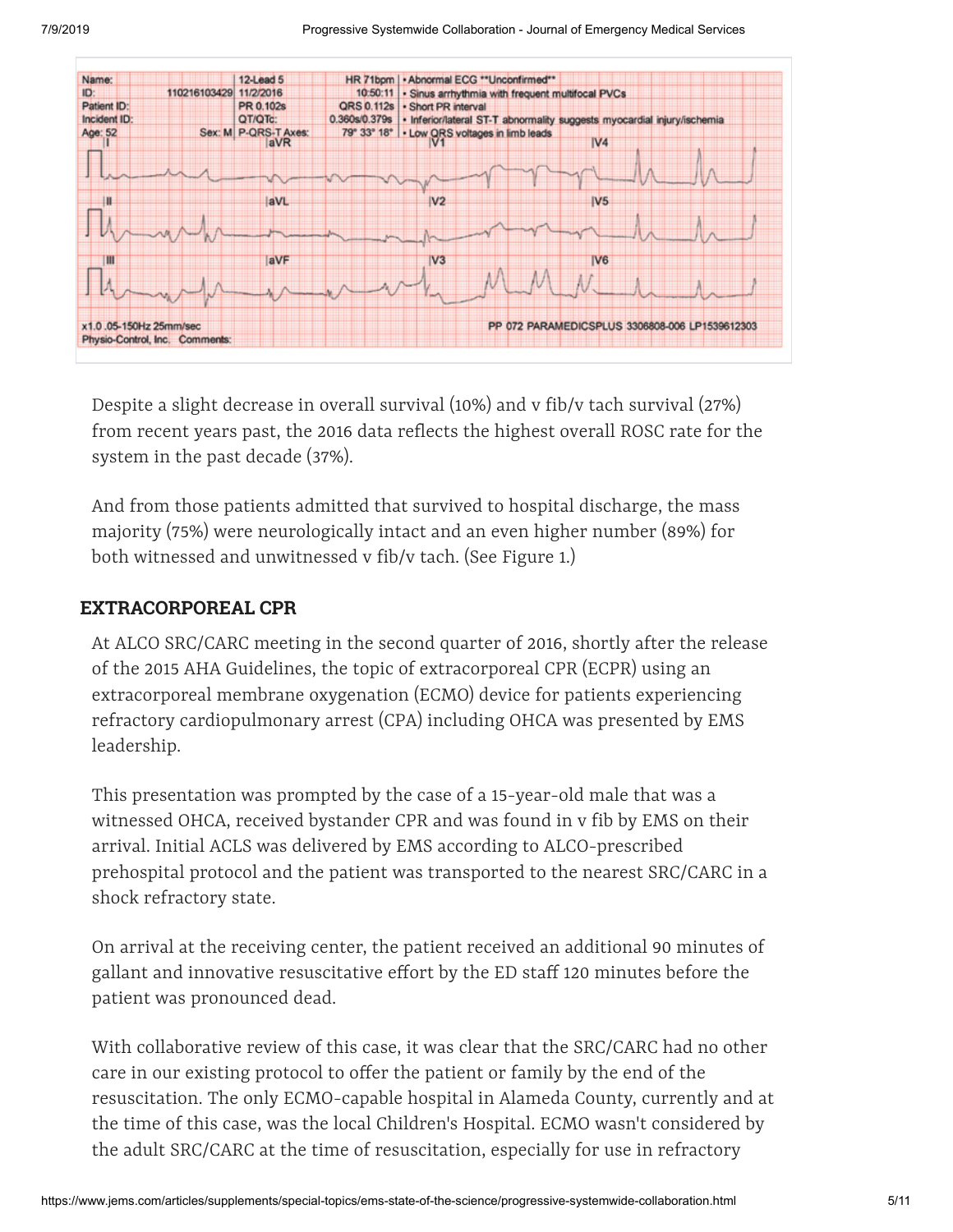Name: 12-Lead 5 HR 71bpm • Abnormal ECG **Unconfirmed**
ID: 110216103429 11/2/2016 10:50:11 • Sinus arrhythmia with frequent multifocal PVCs
Patient ID: PR 0.102s QRS 0.112s • Short PR interval
Incident ID: QT/QTc: 0.360s/0.379s • Inferior/lateral ST-T abnormality suggests myocardial injury/ischemia
Age: 52 Sex: M P-QRS-T Axes: 79° 33° 18° • Low QRS voltages in limb leads

I aVR V1 V4
II aVL V2 V5
III aVF V3 V6

x1.0 .05-150Hz 25mm/sec PP 072 PARAMEDICSPLUS 3306808-006 LP1539612303
Physio-Control, Inc. Comments:

Despite a slight decrease in overall survival (10%) and v fib/v tach survival (27%) from recent years past, the 2016 data reflects the highest overall ROSC rate for the system in the past decade (37%).

And from those patients admitted that survived to hospital discharge, the mass majority (75%) were neurologically intact and an even higher number (89%) for both witnessed and unwitnessed v fib/v tach. (See Figure 1.)

## EXTRACORPOREAL CPR

At ALCO SRC/CARC meeting in the second quarter of 2016, shortly after the release of the 2015 AHA Guidelines, the topic of extracorporeal CPR (ECPR) using an extracorporeal membrane oxygenation (ECMO) device for patients experiencing refractory cardiopulmonary arrest (CPA) including OHCA was presented by EMS leadership.

This presentation was prompted by the case of a 15-year-old male that was a witnessed OHCA, received bystander CPR and was found in v fib by EMS on their arrival. Initial ACLS was delivered by EMS according to ALCO-prescribed prehospital protocol and the patient was transported to the nearest SRC/CARC in a shock refractory state.

On arrival at the receiving center, the patient received an additional 90 minutes of gallant and innovative resuscitative effort by the ED staff 120 minutes before the patient was pronounced dead.

With collaborative review of this case, it was clear that the SRC/CARC had no other care in our existing protocol to offer the patient or family by the end of the resuscitation. The only ECMO-capable hospital in Alameda County, currently and at the time of this case, was the local Children's Hospital. ECMO wasn't considered by the adult SRC/CARC at the time of resuscitation, especially for use in refractory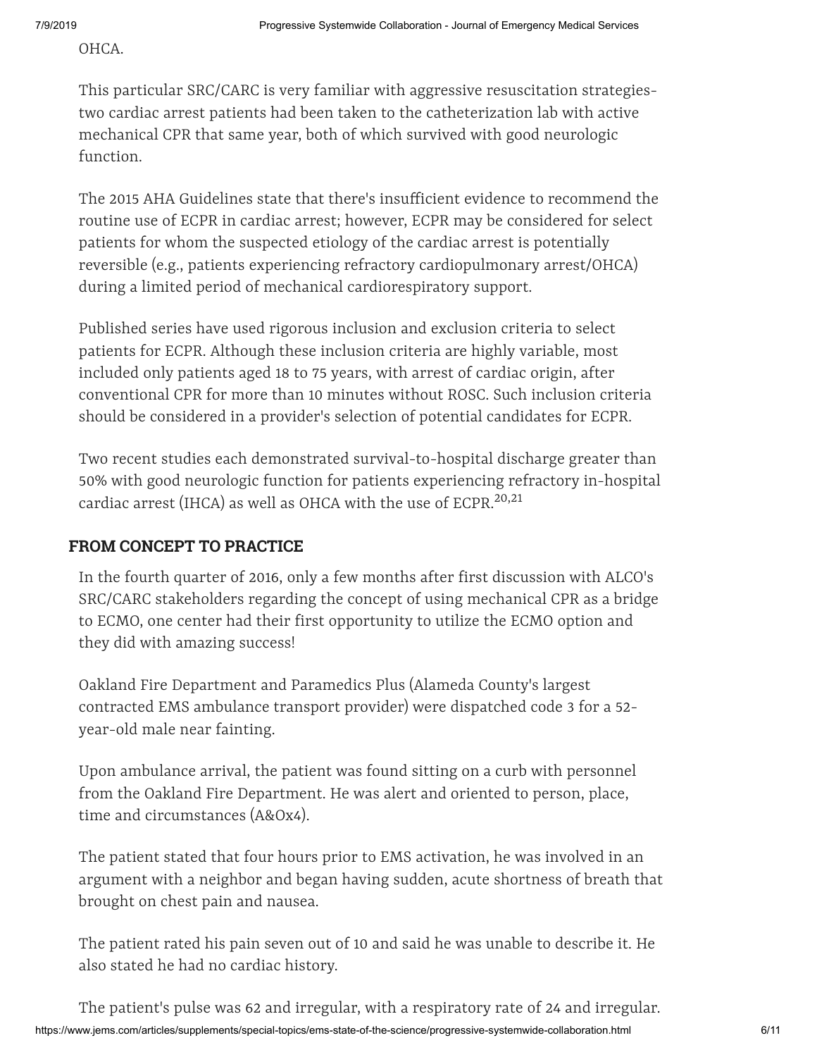OHCA.

This particular SRC/CARC is very familiar with aggressive resuscitation strategies-two cardiac arrest patients had been taken to the catheterization lab with active mechanical CPR that same year, both of which survived with good neurologic function.

The 2015 AHA Guidelines state that there's insufficient evidence to recommend the routine use of ECPR in cardiac arrest; however, ECPR may be considered for select patients for whom the suspected etiology of the cardiac arrest is potentially reversible (e.g., patients experiencing refractory cardiopulmonary arrest/OHCA) during a limited period of mechanical cardiorespiratory support.

Published series have used rigorous inclusion and exclusion criteria to select patients for ECPR. Although these inclusion criteria are highly variable, most included only patients aged 18 to 75 years, with arrest of cardiac origin, after conventional CPR for more than 10 minutes without ROSC. Such inclusion criteria should be considered in a provider's selection of potential candidates for ECPR.

Two recent studies each demonstrated survival-to-hospital discharge greater than 50% with good neurologic function for patients experiencing refractory in-hospital cardiac arrest (IHCA) as well as OHCA with the use of ECPR.[20,21]

## FROM CONCEPT TO PRACTICE

In the fourth quarter of 2016, only a few months after first discussion with ALCO's SRC/CARC stakeholders regarding the concept of using mechanical CPR as a bridge to ECMO, one center had their first opportunity to utilize the ECMO option and they did with amazing success!

Oakland Fire Department and Paramedics Plus (Alameda County's largest contracted EMS ambulance transport provider) were dispatched code 3 for a 52-year-old male near fainting.

Upon ambulance arrival, the patient was found sitting on a curb with personnel from the Oakland Fire Department. He was alert and oriented to person, place, time and circumstances (A&Ox4).

The patient stated that four hours prior to EMS activation, he was involved in an argument with a neighbor and began having sudden, acute shortness of breath that brought on chest pain and nausea.

The patient rated his pain seven out of 10 and said he was unable to describe it. He also stated he had no cardiac history.

The patient's pulse was 62 and irregular, with a respiratory rate of 24 and irregular.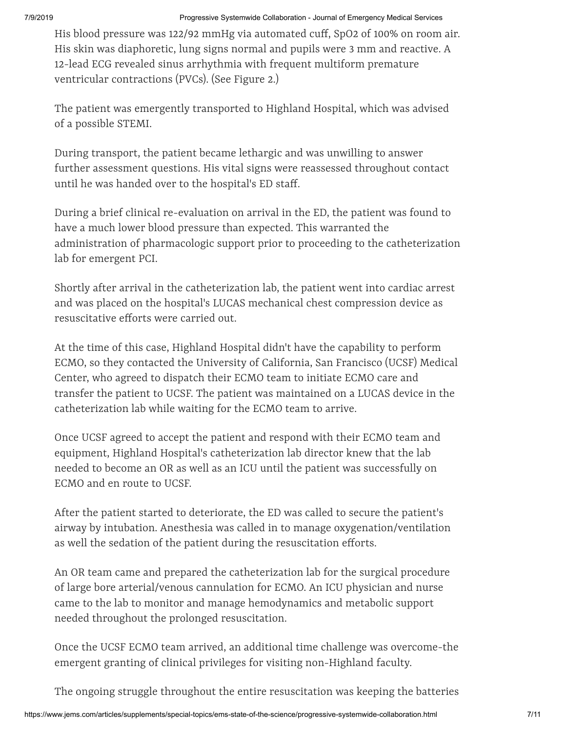His blood pressure was 122/92 mmHg via automated cuff, $SpO_2$ of 100% on room air. His skin was diaphoretic, lung signs normal and pupils were 3 mm and reactive. A 12-lead ECG revealed sinus arrhythmia with frequent multiform premature ventricular contractions (PVCs). (See Figure 2.)

The patient was emergently transported to Highland Hospital, which was advised of a possible STEMI.

During transport, the patient became lethargic and was unwilling to answer further assessment questions. His vital signs were reassessed throughout contact until he was handed over to the hospital's ED staff.

During a brief clinical re-evaluation on arrival in the ED, the patient was found to have a much lower blood pressure than expected. This warranted the administration of pharmacologic support prior to proceeding to the catheterization lab for emergent PCI.

Shortly after arrival in the catheterization lab, the patient went into cardiac arrest and was placed on the hospital's LUCAS mechanical chest compression device as resuscitative efforts were carried out.

At the time of this case, Highland Hospital didn't have the capability to perform ECMO, so they contacted the University of California, San Francisco (UCSF) Medical Center, who agreed to dispatch their ECMO team to initiate ECMO care and transfer the patient to UCSF. The patient was maintained on a LUCAS device in the catheterization lab while waiting for the ECMO team to arrive.

Once UCSF agreed to accept the patient and respond with their ECMO team and equipment, Highland Hospital's catheterization lab director knew that the lab needed to become an OR as well as an ICU until the patient was successfully on ECMO and en route to UCSF.

After the patient started to deteriorate, the ED was called to secure the patient's airway by intubation. Anesthesia was called in to manage oxygenation/ventilation as well the sedation of the patient during the resuscitation efforts.

An OR team came and prepared the catheterization lab for the surgical procedure of large bore arterial/venous cannulation for ECMO. An ICU physician and nurse came to the lab to monitor and manage hemodynamics and metabolic support needed throughout the prolonged resuscitation.

Once the UCSF ECMO team arrived, an additional time challenge was overcome-the emergent granting of clinical privileges for visiting non-Highland faculty.

The ongoing struggle throughout the entire resuscitation was keeping the batteries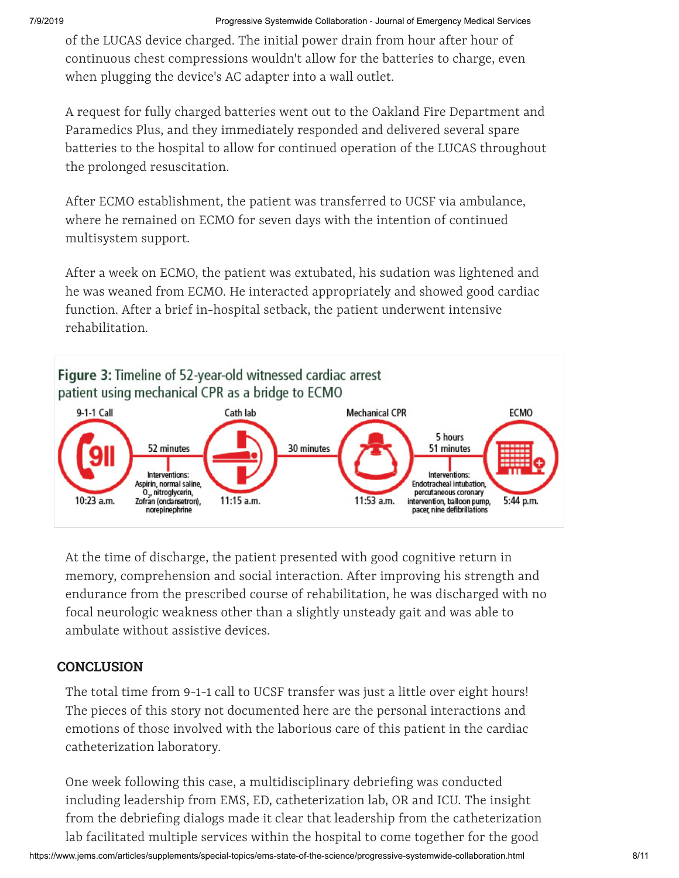of the LUCAS device charged. The initial power drain from hour after hour of continuous chest compressions wouldn't allow for the batteries to charge, even when plugging the device's AC adapter into a wall outlet.

A request for fully charged batteries went out to the Oakland Fire Department and Paramedics Plus, and they immediately responded and delivered several spare batteries to the hospital to allow for continued operation of the LUCAS throughout the prolonged resuscitation.

After ECMO establishment, the patient was transferred to UCSF via ambulance, where he remained on ECMO for seven days with the intention of continued multisystem support.

After a week on ECMO, the patient was extubated, his sudation was lightened and he was weaned from ECMO. He interacted appropriately and showed good cardiac function. After a brief in-hospital setback, the patient underwent intensive rehabilitation.

**Figure 3:** Timeline of 52-year-old witnessed cardiac arrest patient using mechanical CPR as a bridge to ECMO

9-1-1 Call — 10:23 a.m.
52 minutes — Interventions: Aspirin, normal saline, $O_2$, nitroglycerin, Zofran (ondansetron), norepinephrine
Cath lab — 11:15 a.m.
30 minutes
Mechanical CPR — 11:53 a.m.
5 hours 51 minutes — Interventions: Endotracheal intubation, percutaneous coronary intervention, balloon pump, pacer, nine defibrillations
ECMO — 5:44 p.m.

At the time of discharge, the patient presented with good cognitive return in memory, comprehension and social interaction. After improving his strength and endurance from the prescribed course of rehabilitation, he was discharged with no focal neurologic weakness other than a slightly unsteady gait and was able to ambulate without assistive devices.

## CONCLUSION

The total time from 9-1-1 call to UCSF transfer was just a little over eight hours! The pieces of this story not documented here are the personal interactions and emotions of those involved with the laborious care of this patient in the cardiac catheterization laboratory.

One week following this case, a multidisciplinary debriefing was conducted including leadership from EMS, ED, catheterization lab, OR and ICU. The insight from the debriefing dialogs made it clear that leadership from the catheterization lab facilitated multiple services within the hospital to come together for the good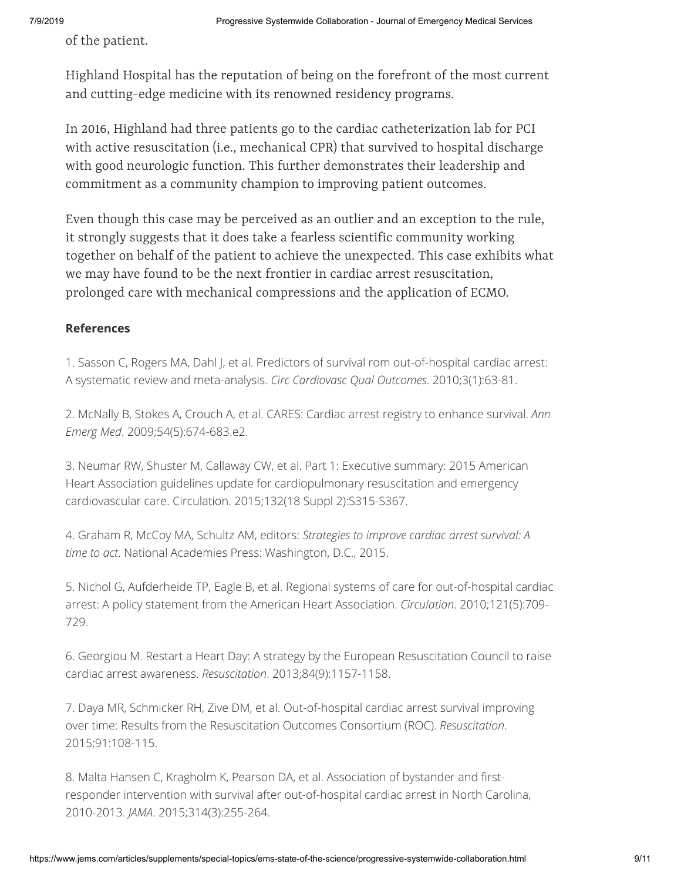of the patient.

Highland Hospital has the reputation of being on the forefront of the most current and cutting-edge medicine with its renowned residency programs.

In 2016, Highland had three patients go to the cardiac catheterization lab for PCI with active resuscitation (i.e., mechanical CPR) that survived to hospital discharge with good neurologic function. This further demonstrates their leadership and commitment as a community champion to improving patient outcomes.

Even though this case may be perceived as an outlier and an exception to the rule, it strongly suggests that it does take a fearless scientific community working together on behalf of the patient to achieve the unexpected. This case exhibits what we may have found to be the next frontier in cardiac arrest resuscitation, prolonged care with mechanical compressions and the application of ECMO.

**References**

1. Sasson C, Rogers MA, Dahl J, et al. Predictors of survival rom out-of-hospital cardiac arrest: A systematic review and meta-analysis. *Circ Cardiovasc Qual Outcomes*. 2010;3(1):63-81.

2. McNally B, Stokes A, Crouch A, et al. CARES: Cardiac arrest registry to enhance survival. *Ann Emerg Med*. 2009;54(5):674-683.e2.

3. Neumar RW, Shuster M, Callaway CW, et al. Part 1: Executive summary: 2015 American Heart Association guidelines update for cardiopulmonary resuscitation and emergency cardiovascular care. Circulation. 2015;132(18 Suppl 2):S315-S367.

4. Graham R, McCoy MA, Schultz AM, editors: *Strategies to improve cardiac arrest survival: A time to act*. National Academies Press: Washington, D.C., 2015.

5. Nichol G, Aufderheide TP, Eagle B, et al. Regional systems of care for out-of-hospital cardiac arrest: A policy statement from the American Heart Association. *Circulation*. 2010;121(5):709-729.

6. Georgiou M. Restart a Heart Day: A strategy by the European Resuscitation Council to raise cardiac arrest awareness. *Resuscitation*. 2013;84(9):1157-1158.

7. Daya MR, Schmicker RH, Zive DM, et al. Out-of-hospital cardiac arrest survival improving over time: Results from the Resuscitation Outcomes Consortium (ROC). *Resuscitation*. 2015;91:108-115.

8. Malta Hansen C, Kragholm K, Pearson DA, et al. Association of bystander and first-responder intervention with survival after out-of-hospital cardiac arrest in North Carolina, 2010-2013. *JAMA*. 2015;314(3):255-264.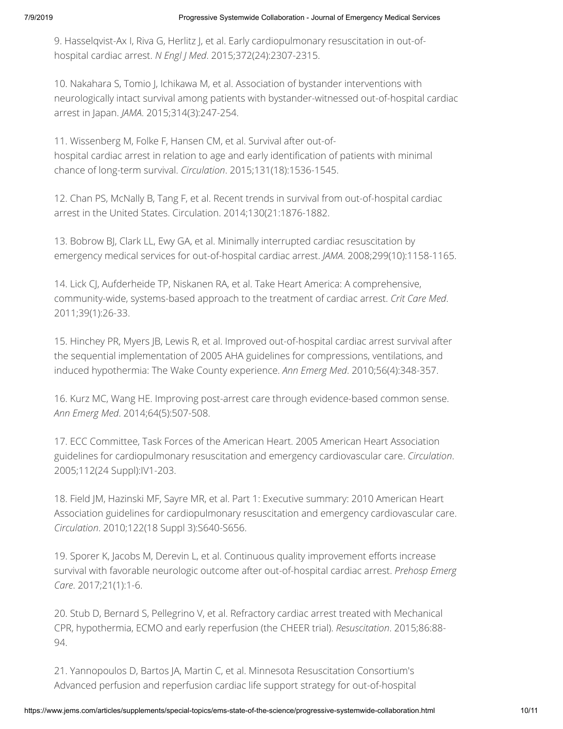9. Hasselqvist-Ax I, Riva G, Herlitz J, et al. Early cardiopulmonary resuscitation in out-of-hospital cardiac arrest. *N Engl J Med*. 2015;372(24):2307-2315.

10. Nakahara S, Tomio J, Ichikawa M, et al. Association of bystander interventions with neurologically intact survival among patients with bystander-witnessed out-of-hospital cardiac arrest in Japan. *JAMA*. 2015;314(3):247-254.

11. Wissenberg M, Folke F, Hansen CM, et al. Survival after out-of-hospital cardiac arrest in relation to age and early identification of patients with minimal chance of long-term survival. *Circulation*. 2015;131(18):1536-1545.

12. Chan PS, McNally B, Tang F, et al. Recent trends in survival from out-of-hospital cardiac arrest in the United States. Circulation. 2014;130(21:1876-1882.

13. Bobrow BJ, Clark LL, Ewy GA, et al. Minimally interrupted cardiac resuscitation by emergency medical services for out-of-hospital cardiac arrest. *JAMA*. 2008;299(10):1158-1165.

14. Lick CJ, Aufderheide TP, Niskanen RA, et al. Take Heart America: A comprehensive, community-wide, systems-based approach to the treatment of cardiac arrest. *Crit Care Med*. 2011;39(1):26-33.

15. Hinchey PR, Myers JB, Lewis R, et al. Improved out-of-hospital cardiac arrest survival after the sequential implementation of 2005 AHA guidelines for compressions, ventilations, and induced hypothermia: The Wake County experience. *Ann Emerg Med*. 2010;56(4):348-357.

16. Kurz MC, Wang HE. Improving post-arrest care through evidence-based common sense. *Ann Emerg Med*. 2014;64(5):507-508.

17. ECC Committee, Task Forces of the American Heart. 2005 American Heart Association guidelines for cardiopulmonary resuscitation and emergency cardiovascular care. *Circulation*. 2005;112(24 Suppl):IV1-203.

18. Field JM, Hazinski MF, Sayre MR, et al. Part 1: Executive summary: 2010 American Heart Association guidelines for cardiopulmonary resuscitation and emergency cardiovascular care. *Circulation*. 2010;122(18 Suppl 3):S640-S656.

19. Sporer K, Jacobs M, Derevin L, et al. Continuous quality improvement efforts increase survival with favorable neurologic outcome after out-of-hospital cardiac arrest. *Prehosp Emerg Care*. 2017;21(1):1-6.

20. Stub D, Bernard S, Pellegrino V, et al. Refractory cardiac arrest treated with Mechanical CPR, hypothermia, ECMO and early reperfusion (the CHEER trial). *Resuscitation*. 2015;86:88-94.

21. Yannopoulos D, Bartos JA, Martin C, et al. Minnesota Resuscitation Consortium's Advanced perfusion and reperfusion cardiac life support strategy for out-of-hospital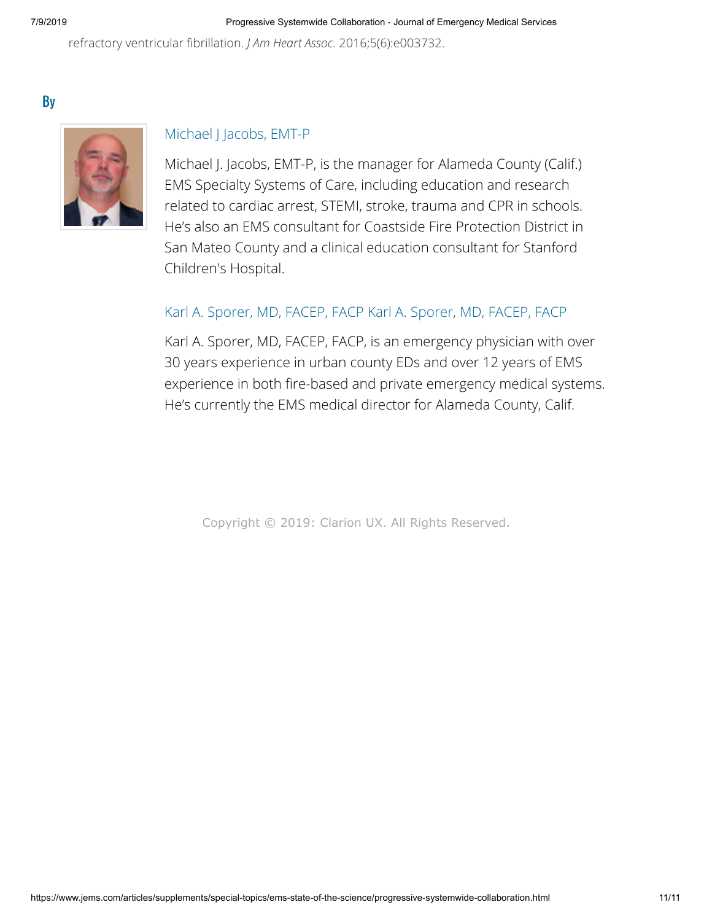refractory ventricular fibrillation. *J Am Heart Assoc.* 2016;5(6):e003732.

## By

Michael J Jacobs, EMT-P

Michael J. Jacobs, EMT-P, is the manager for Alameda County (Calif.) EMS Specialty Systems of Care, including education and research related to cardiac arrest, STEMI, stroke, trauma and CPR in schools. He's also an EMS consultant for Coastside Fire Protection District in San Mateo County and a clinical education consultant for Stanford Children's Hospital.

Karl A. Sporer, MD, FACEP, FACP Karl A. Sporer, MD, FACEP, FACP

Karl A. Sporer, MD, FACEP, FACP, is an emergency physician with over 30 years experience in urban county EDs and over 12 years of EMS experience in both fire-based and private emergency medical systems. He's currently the EMS medical director for Alameda County, Calif.

Copyright © 2019: Clarion UX. All Rights Reserved.